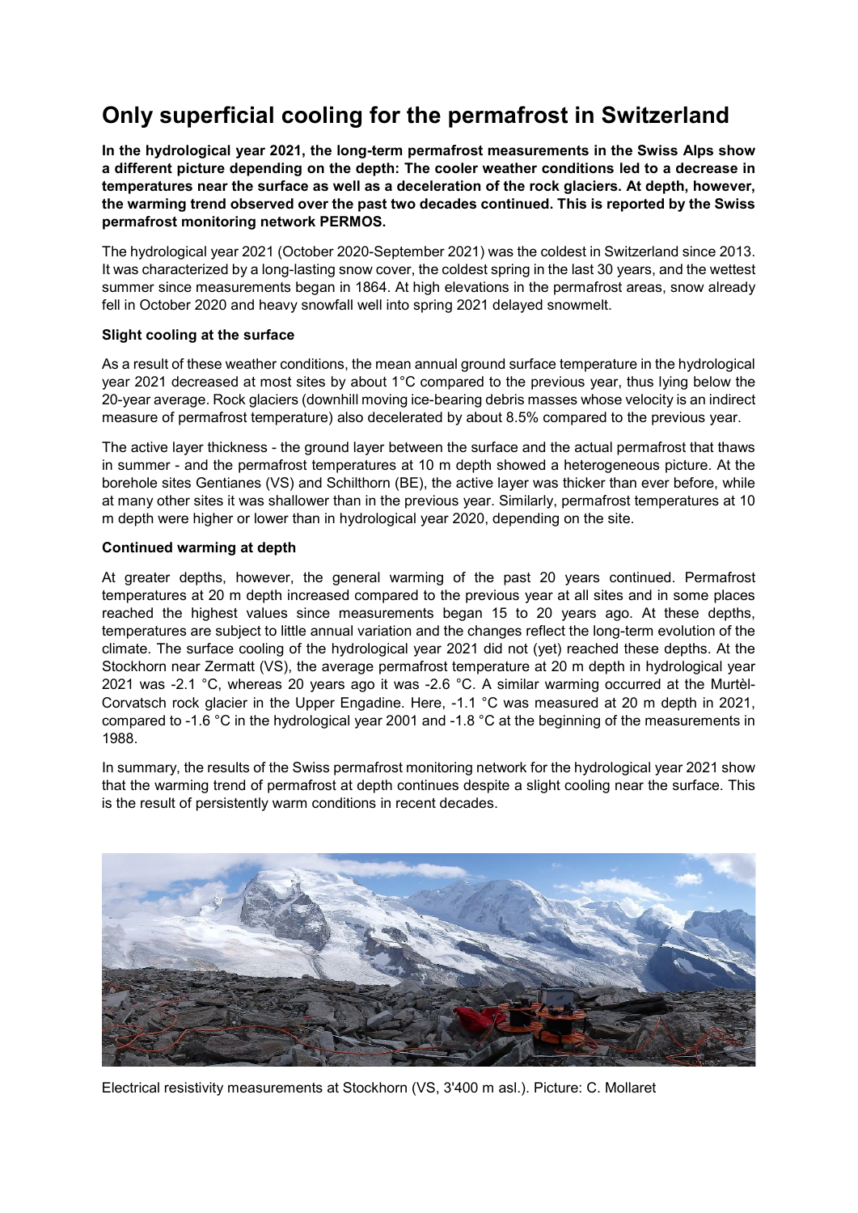# Only superficial cooling for the permafrost in Switzerland

**In the hydrological year 2021, the long-term permafrost measurements in the Swiss Alps show a different picture depending on the depth: The cooler weather conditions led to a decrease in temperatures near the surface as well as a deceleration of the rock glaciers. At depth, however, the warming trend observed over the past two decades continued. This is reported by the Swiss permafrost monitoring network PERMOS.**

The hydrological year 2021 (October 2020-September 2021) was the coldest in Switzerland since 2013. It was characterized by a long-lasting snow cover, the coldest spring in the last 30 years, and the wettest summer since measurements began in 1864. At high elevations in the permafrost areas, snow already fell in October 2020 and heavy snowfall well into spring 2021 delayed snowmelt.

### Slight cooling at the surface

As a result of these weather conditions, the mean annual ground surface temperature in the hydrological year 2021 decreased at most sites by about 1°C compared to the previous year, thus lying below the 20-year average. Rock glaciers (downhill moving ice-bearing debris masses whose velocity is an indirect measure of permafrost temperature) also decelerated by about 8.5% compared to the previous year.

The active layer thickness - the ground layer between the surface and the actual permafrost that thaws in summer - and the permafrost temperatures at 10 m depth showed a heterogeneous picture. At the borehole sites Gentianes (VS) and Schilthorn (BE), the active layer was thicker than ever before, while at many other sites it was shallower than in the previous year. Similarly, permafrost temperatures at 10 m depth were higher or lower than in hydrological year 2020, depending on the site.

### Continued warming at depth

At greater depths, however, the general warming of the past 20 years continued. Permafrost temperatures at 20 m depth increased compared to the previous year at all sites and in some places reached the highest values since measurements began 15 to 20 years ago. At these depths, temperatures are subject to little annual variation and the changes reflect the long-term evolution of the climate. The surface cooling of the hydrological year 2021 did not (yet) reached these depths. At the Stockhorn near Zermatt (VS), the average permafrost temperature at 20 m depth in hydrological year 2021 was -2.1 °C, whereas 20 years ago it was -2.6 °C. A similar warming occurred at the Murtèl-Corvatsch rock glacier in the Upper Engadine. Here, -1.1 °C was measured at 20 m depth in 2021, compared to -1.6 °C in the hydrological year 2001 and -1.8 °C at the beginning of the measurements in 1988.

In summary, the results of the Swiss permafrost monitoring network for the hydrological year 2021 show that the warming trend of permafrost at depth continues despite a slight cooling near the surface. This is the result of persistently warm conditions in recent decades.

Electrical resistivity measurements at Stockhorn (VS, 3'400 m asl.). Picture: C. Mollaret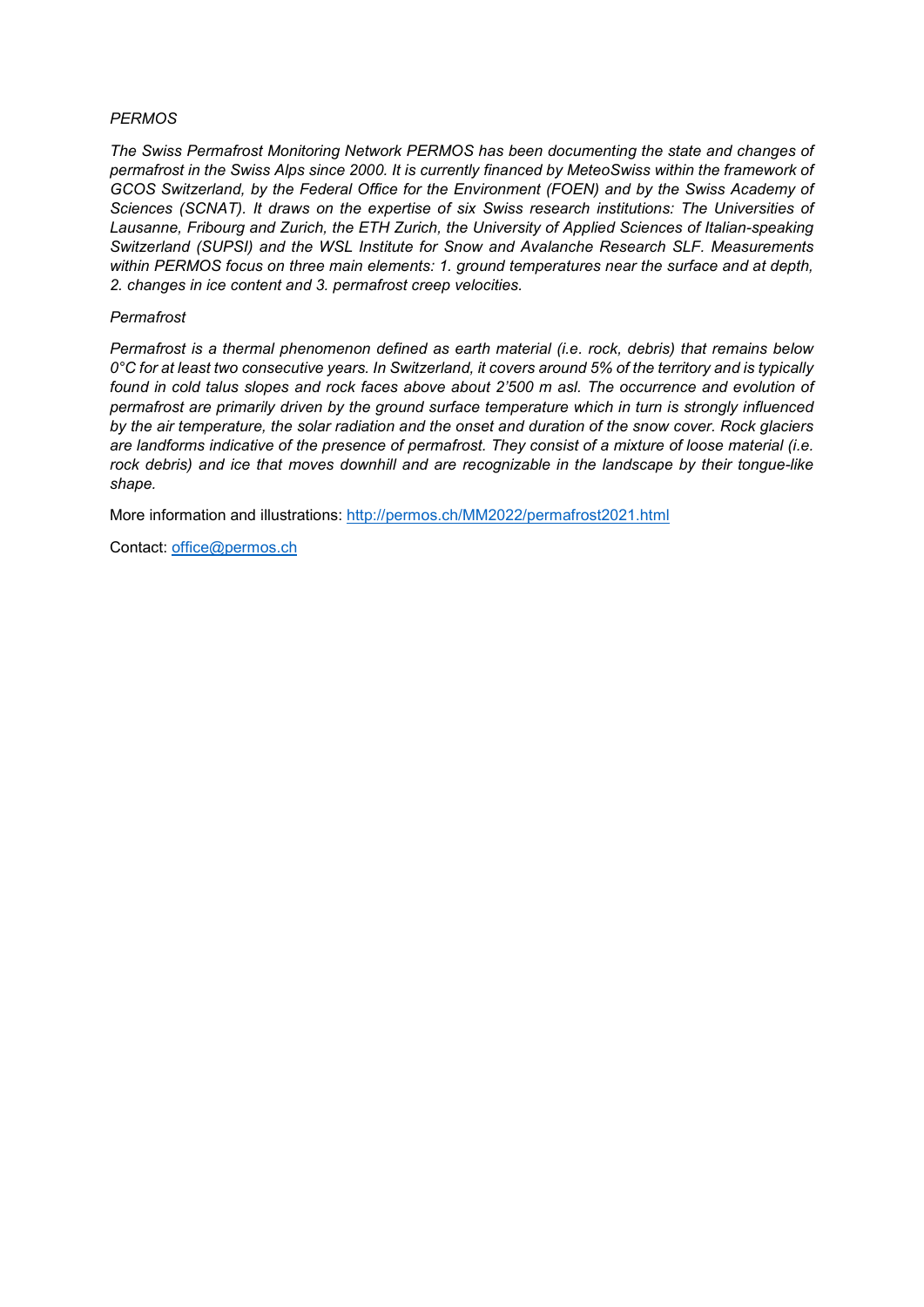*PERMOS*

*The Swiss Permafrost Monitoring Network PERMOS has been documenting the state and changes of permafrost in the Swiss Alps since 2000. It is currently financed by MeteoSwiss within the framework of GCOS Switzerland, by the Federal Office for the Environment (FOEN) and by the Swiss Academy of Sciences (SCNAT). It draws on the expertise of six Swiss research institutions: The Universities of Lausanne, Fribourg and Zurich, the ETH Zurich, the University of Applied Sciences of Italian-speaking Switzerland (SUPSI) and the WSL Institute for Snow and Avalanche Research SLF. Measurements within PERMOS focus on three main elements: 1. ground temperatures near the surface and at depth, 2. changes in ice content and 3. permafrost creep velocities.*

*Permafrost*

*Permafrost is a thermal phenomenon defined as earth material (i.e. rock, debris) that remains below 0°C for at least two consecutive years. In Switzerland, it covers around 5% of the territory and is typically found in cold talus slopes and rock faces above about 2'500 m asl. The occurrence and evolution of permafrost are primarily driven by the ground surface temperature which in turn is strongly influenced by the air temperature, the solar radiation and the onset and duration of the snow cover. Rock glaciers are landforms indicative of the presence of permafrost. They consist of a mixture of loose material (i.e. rock debris) and ice that moves downhill and are recognizable in the landscape by their tongue-like shape.*

More information and illustrations: [http://permos.ch/MM2022/permafrost2021.html](http://permos.ch/MM2022/permafrost2021.html)

Contact: [office@permos.ch](mailto:office@permos.ch)